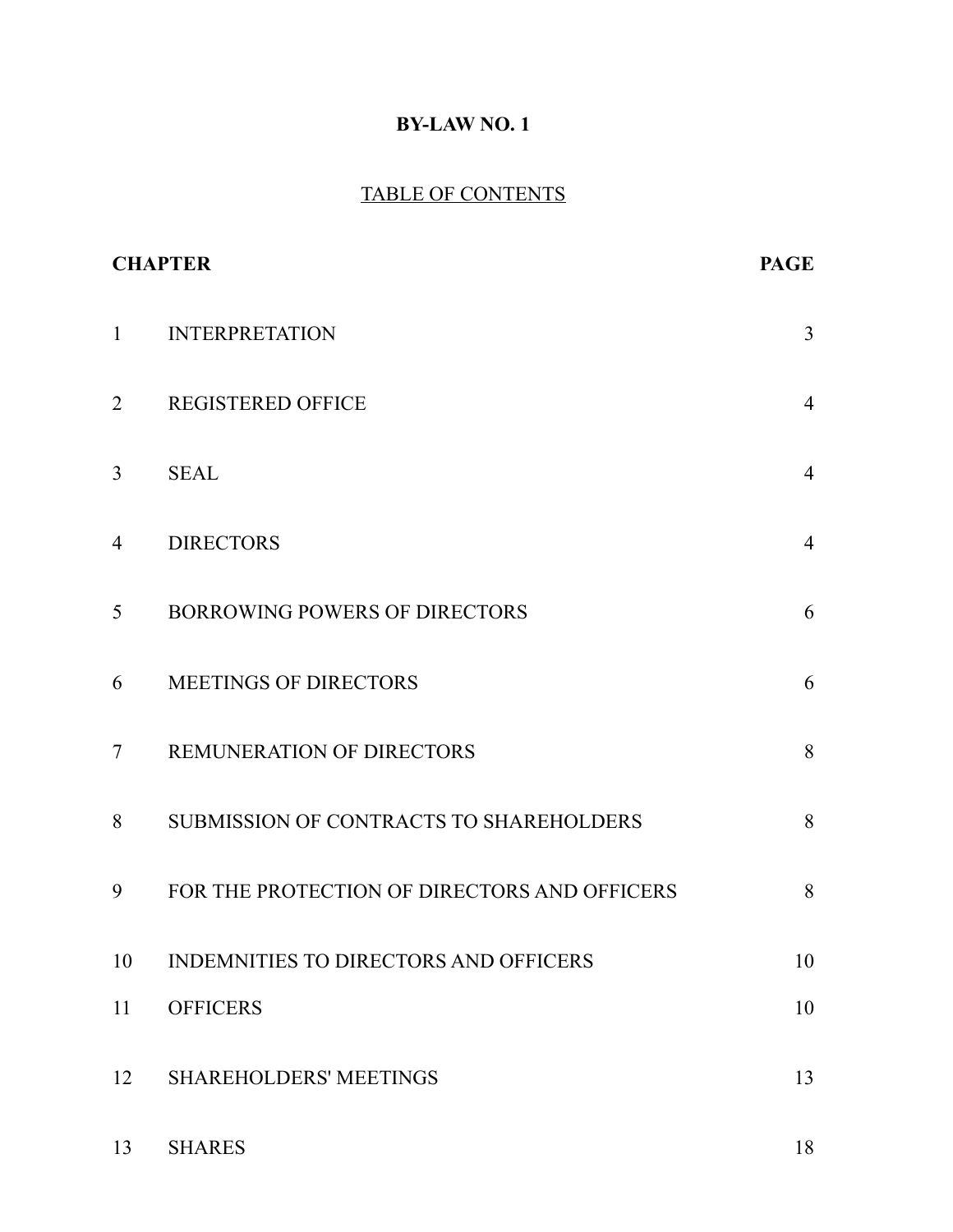# BY-LAW NO. 1

## TABLE OF CONTENTS

| CHAPTER | | PAGE |
|---|---|---|
| 1 | INTERPRETATION | 3 |
| 2 | REGISTERED OFFICE | 4 |
| 3 | SEAL | 4 |
| 4 | DIRECTORS | 4 |
| 5 | BORROWING POWERS OF DIRECTORS | 6 |
| 6 | MEETINGS OF DIRECTORS | 6 |
| 7 | REMUNERATION OF DIRECTORS | 8 |
| 8 | SUBMISSION OF CONTRACTS TO SHAREHOLDERS | 8 |
| 9 | FOR THE PROTECTION OF DIRECTORS AND OFFICERS | 8 |
| 10 | INDEMNITIES TO DIRECTORS AND OFFICERS | 10 |
| 11 | OFFICERS | 10 |
| 12 | SHAREHOLDERS' MEETINGS | 13 |
| 13 | SHARES | 18 |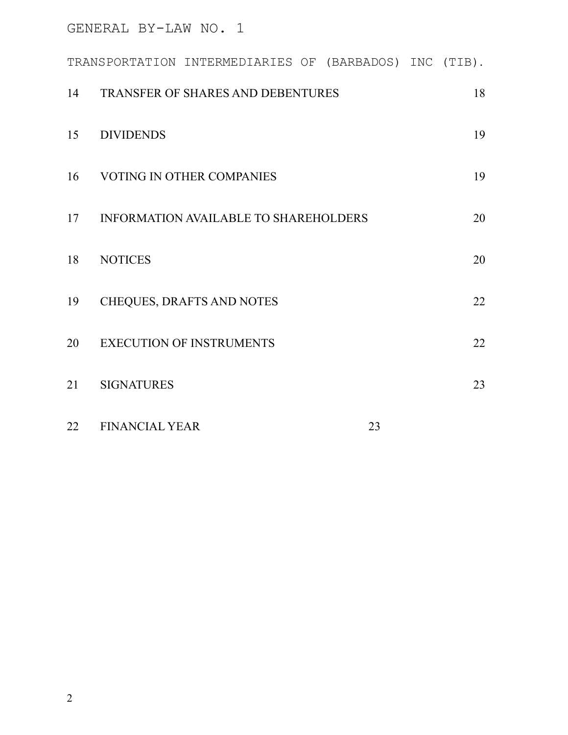GENERAL BY-LAW NO. 1

TRANSPORTATION INTERMEDIARIES OF (BARBADOS) INC (TIB).

| | | |
|---|---|---|
| 14 | TRANSFER OF SHARES AND DEBENTURES | 18 |
| 15 | DIVIDENDS | 19 |
| 16 | VOTING IN OTHER COMPANIES | 19 |
| 17 | INFORMATION AVAILABLE TO SHAREHOLDERS | 20 |
| 18 | NOTICES | 20 |
| 19 | CHEQUES, DRAFTS AND NOTES | 22 |
| 20 | EXECUTION OF INSTRUMENTS | 22 |
| 21 | SIGNATURES | 23 |
| 22 | FINANCIAL YEAR | 23 |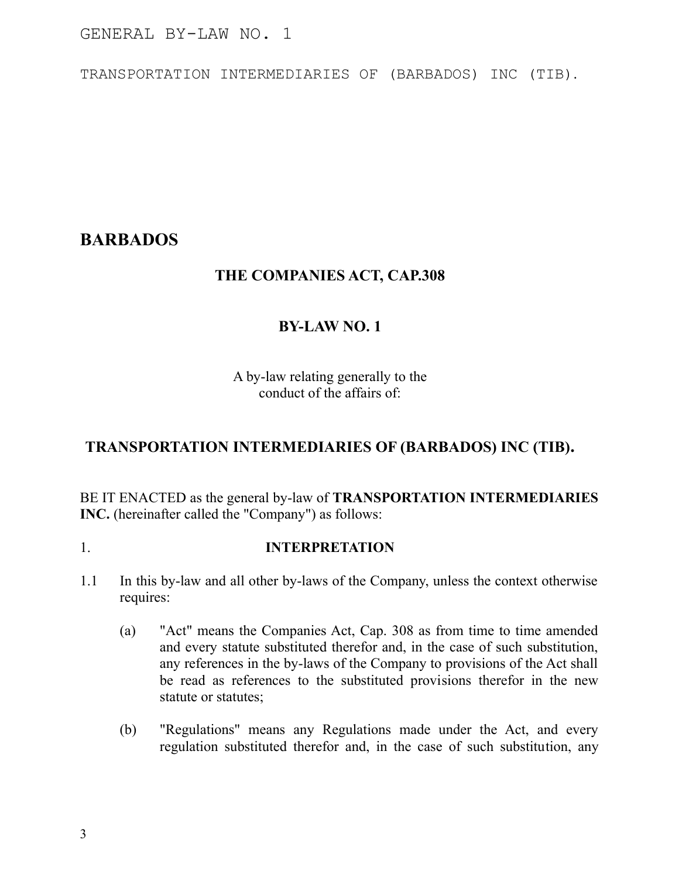GENERAL BY-LAW NO. 1

TRANSPORTATION INTERMEDIARIES OF (BARBADOS) INC (TIB).

# BARBADOS

## THE COMPANIES ACT, CAP.308

## BY-LAW NO. 1

A by-law relating generally to the conduct of the affairs of:

## TRANSPORTATION INTERMEDIARIES OF (BARBADOS) INC (TIB).

BE IT ENACTED as the general by-law of **TRANSPORTATION INTERMEDIARIES INC.** (hereinafter called the "Company") as follows:

1. **INTERPRETATION**

1.1 In this by-law and all other by-laws of the Company, unless the context otherwise requires:

(a) "Act" means the Companies Act, Cap. 308 as from time to time amended and every statute substituted therefor and, in the case of such substitution, any references in the by-laws of the Company to provisions of the Act shall be read as references to the substituted provisions therefor in the new statute or statutes;

(b) "Regulations" means any Regulations made under the Act, and every regulation substituted therefor and, in the case of such substitution, any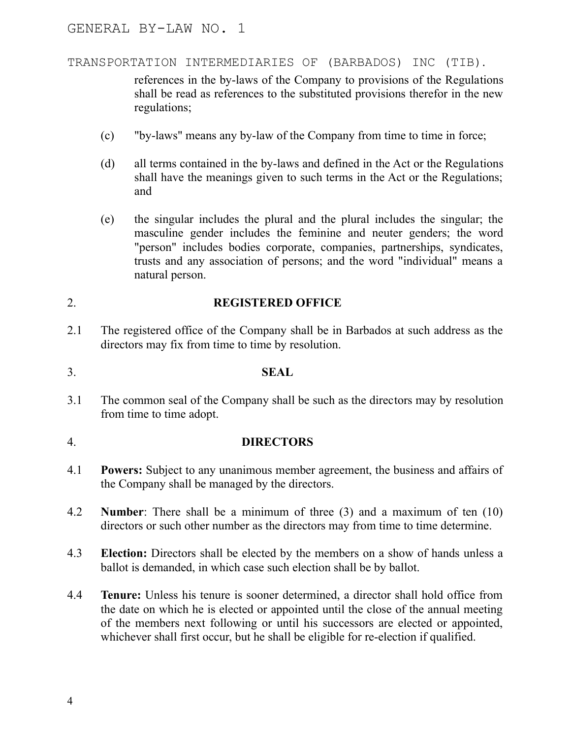references in the by-laws of the Company to provisions of the Regulations shall be read as references to the substituted provisions therefor in the new regulations;

(c) "by-laws" means any by-law of the Company from time to time in force;

(d) all terms contained in the by-laws and defined in the Act or the Regulations shall have the meanings given to such terms in the Act or the Regulations; and

(e) the singular includes the plural and the plural includes the singular; the masculine gender includes the feminine and neuter genders; the word "person" includes bodies corporate, companies, partnerships, syndicates, trusts and any association of persons; and the word "individual" means a natural person.

## 2. REGISTERED OFFICE

2.1 The registered office of the Company shall be in Barbados at such address as the directors may fix from time to time by resolution.

## 3. SEAL

3.1 The common seal of the Company shall be such as the directors may by resolution from time to time adopt.

## 4. DIRECTORS

4.1 **Powers:** Subject to any unanimous member agreement, the business and affairs of the Company shall be managed by the directors.

4.2 **Number**: There shall be a minimum of three (3) and a maximum of ten (10) directors or such other number as the directors may from time to time determine.

4.3 **Election:** Directors shall be elected by the members on a show of hands unless a ballot is demanded, in which case such election shall be by ballot.

4.4 **Tenure:** Unless his tenure is sooner determined, a director shall hold office from the date on which he is elected or appointed until the close of the annual meeting of the members next following or until his successors are elected or appointed, whichever shall first occur, but he shall be eligible for re-election if qualified.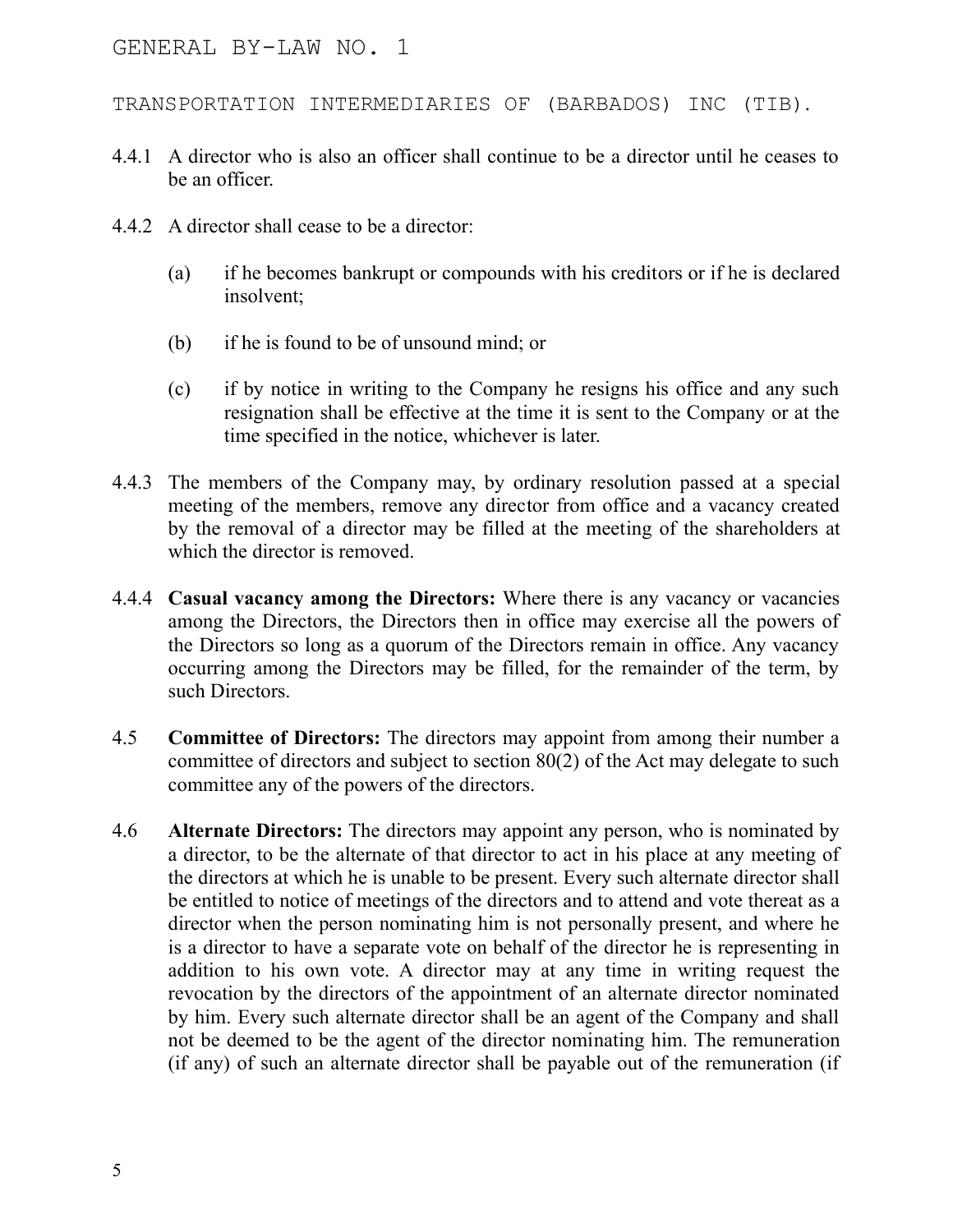4.4.1 A director who is also an officer shall continue to be a director until he ceases to be an officer.

4.4.2 A director shall cease to be a director:

(a) if he becomes bankrupt or compounds with his creditors or if he is declared insolvent;

(b) if he is found to be of unsound mind; or

(c) if by notice in writing to the Company he resigns his office and any such resignation shall be effective at the time it is sent to the Company or at the time specified in the notice, whichever is later.

4.4.3 The members of the Company may, by ordinary resolution passed at a special meeting of the members, remove any director from office and a vacancy created by the removal of a director may be filled at the meeting of the shareholders at which the director is removed.

4.4.4 **Casual vacancy among the Directors:** Where there is any vacancy or vacancies among the Directors, the Directors then in office may exercise all the powers of the Directors so long as a quorum of the Directors remain in office. Any vacancy occurring among the Directors may be filled, for the remainder of the term, by such Directors.

4.5 **Committee of Directors:** The directors may appoint from among their number a committee of directors and subject to section 80(2) of the Act may delegate to such committee any of the powers of the directors.

4.6 **Alternate Directors:** The directors may appoint any person, who is nominated by a director, to be the alternate of that director to act in his place at any meeting of the directors at which he is unable to be present. Every such alternate director shall be entitled to notice of meetings of the directors and to attend and vote thereat as a director when the person nominating him is not personally present, and where he is a director to have a separate vote on behalf of the director he is representing in addition to his own vote. A director may at any time in writing request the revocation by the directors of the appointment of an alternate director nominated by him. Every such alternate director shall be an agent of the Company and shall not be deemed to be the agent of the director nominating him. The remuneration (if any) of such an alternate director shall be payable out of the remuneration (if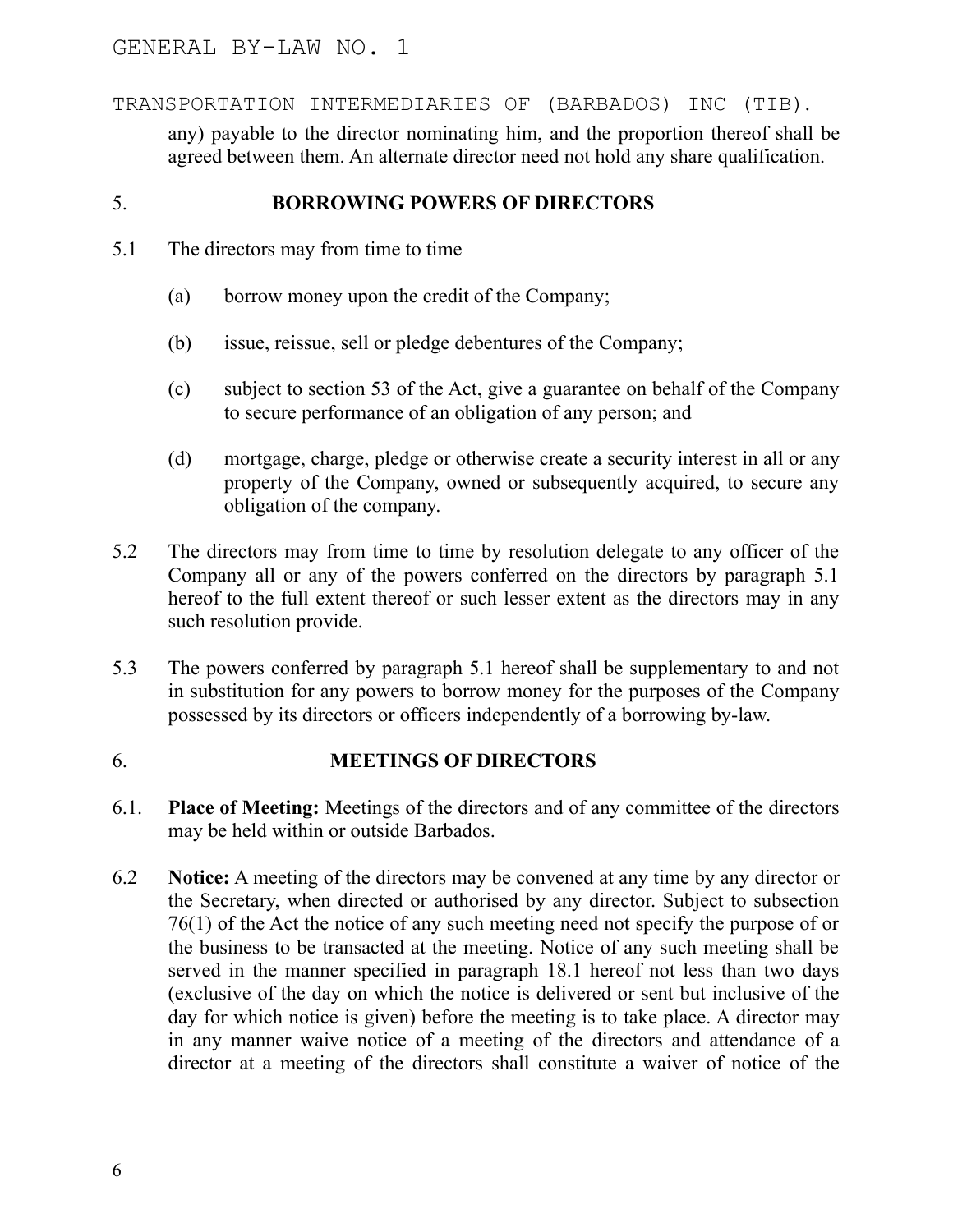any) payable to the director nominating him, and the proportion thereof shall be agreed between them. An alternate director need not hold any share qualification.

## 5. BORROWING POWERS OF DIRECTORS

5.1 The directors may from time to time

(a) borrow money upon the credit of the Company;

(b) issue, reissue, sell or pledge debentures of the Company;

(c) subject to section 53 of the Act, give a guarantee on behalf of the Company to secure performance of an obligation of any person; and

(d) mortgage, charge, pledge or otherwise create a security interest in all or any property of the Company, owned or subsequently acquired, to secure any obligation of the company.

5.2 The directors may from time to time by resolution delegate to any officer of the Company all or any of the powers conferred on the directors by paragraph 5.1 hereof to the full extent thereof or such lesser extent as the directors may in any such resolution provide.

5.3 The powers conferred by paragraph 5.1 hereof shall be supplementary to and not in substitution for any powers to borrow money for the purposes of the Company possessed by its directors or officers independently of a borrowing by-law.

## 6. MEETINGS OF DIRECTORS

6.1. **Place of Meeting:** Meetings of the directors and of any committee of the directors may be held within or outside Barbados.

6.2 **Notice:** A meeting of the directors may be convened at any time by any director or the Secretary, when directed or authorised by any director. Subject to subsection 76(1) of the Act the notice of any such meeting need not specify the purpose of or the business to be transacted at the meeting. Notice of any such meeting shall be served in the manner specified in paragraph 18.1 hereof not less than two days (exclusive of the day on which the notice is delivered or sent but inclusive of the day for which notice is given) before the meeting is to take place. A director may in any manner waive notice of a meeting of the directors and attendance of a director at a meeting of the directors shall constitute a waiver of notice of the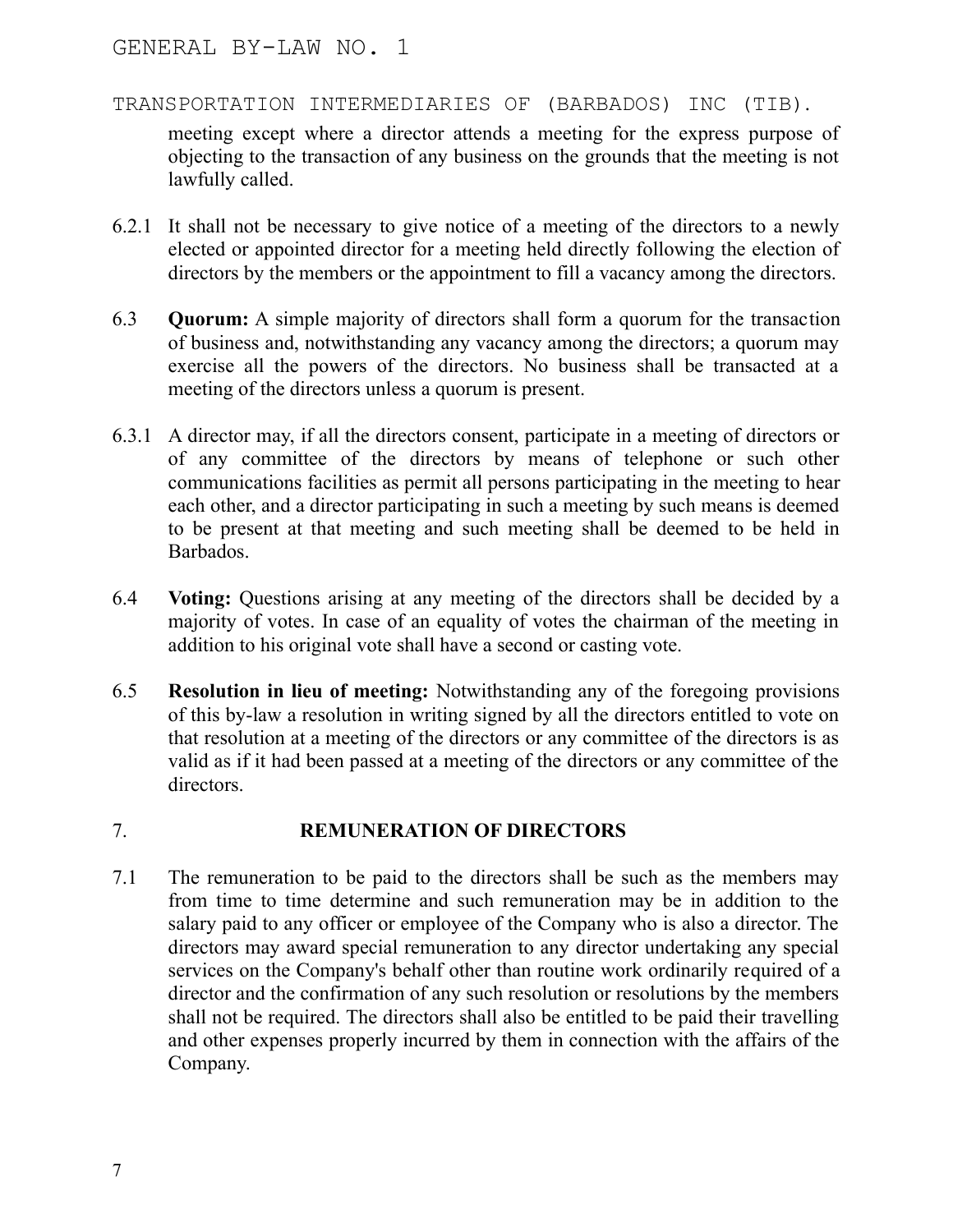meeting except where a director attends a meeting for the express purpose of objecting to the transaction of any business on the grounds that the meeting is not lawfully called.

6.2.1 It shall not be necessary to give notice of a meeting of the directors to a newly elected or appointed director for a meeting held directly following the election of directors by the members or the appointment to fill a vacancy among the directors.

6.3 **Quorum:** A simple majority of directors shall form a quorum for the transaction of business and, notwithstanding any vacancy among the directors; a quorum may exercise all the powers of the directors. No business shall be transacted at a meeting of the directors unless a quorum is present.

6.3.1 A director may, if all the directors consent, participate in a meeting of directors or of any committee of the directors by means of telephone or such other communications facilities as permit all persons participating in the meeting to hear each other, and a director participating in such a meeting by such means is deemed to be present at that meeting and such meeting shall be deemed to be held in Barbados.

6.4 **Voting:** Questions arising at any meeting of the directors shall be decided by a majority of votes. In case of an equality of votes the chairman of the meeting in addition to his original vote shall have a second or casting vote.

6.5 **Resolution in lieu of meeting:** Notwithstanding any of the foregoing provisions of this by-law a resolution in writing signed by all the directors entitled to vote on that resolution at a meeting of the directors or any committee of the directors is as valid as if it had been passed at a meeting of the directors or any committee of the directors.

## 7. REMUNERATION OF DIRECTORS

7.1 The remuneration to be paid to the directors shall be such as the members may from time to time determine and such remuneration may be in addition to the salary paid to any officer or employee of the Company who is also a director. The directors may award special remuneration to any director undertaking any special services on the Company's behalf other than routine work ordinarily required of a director and the confirmation of any such resolution or resolutions by the members shall not be required. The directors shall also be entitled to be paid their travelling and other expenses properly incurred by them in connection with the affairs of the Company.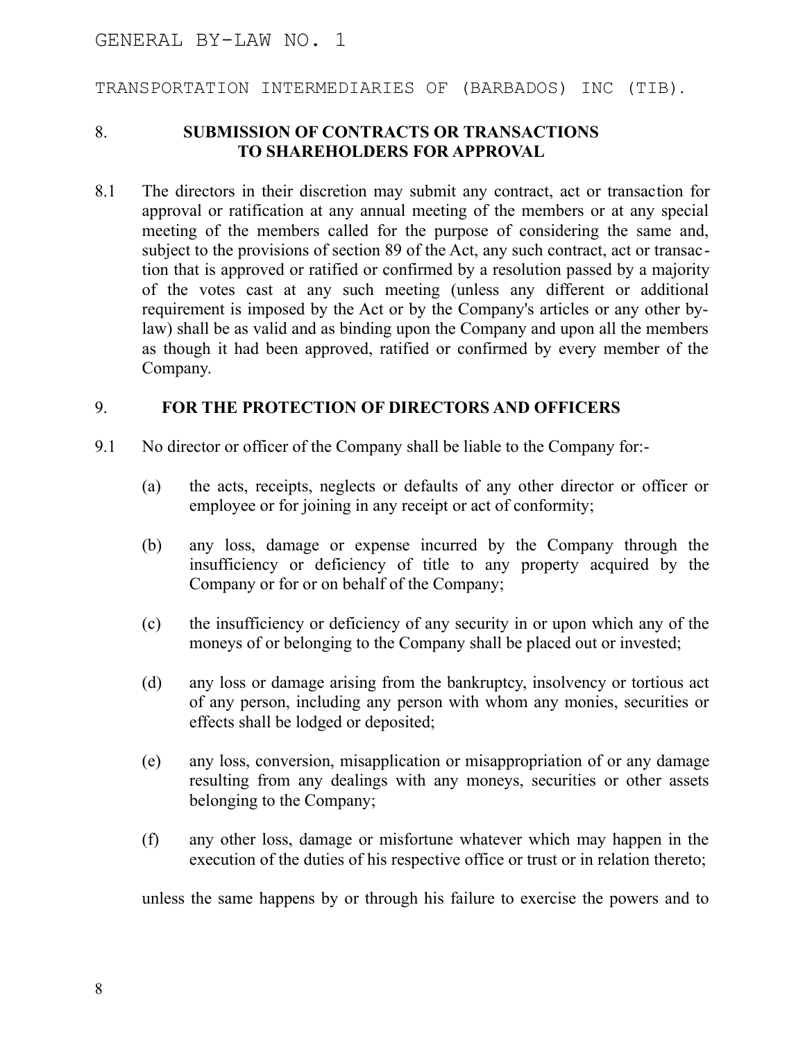## 8. SUBMISSION OF CONTRACTS OR TRANSACTIONS TO SHAREHOLDERS FOR APPROVAL

8.1 The directors in their discretion may submit any contract, act or transaction for approval or ratification at any annual meeting of the members or at any special meeting of the members called for the purpose of considering the same and, subject to the provisions of section 89 of the Act, any such contract, act or transaction that is approved or ratified or confirmed by a resolution passed by a majority of the votes cast at any such meeting (unless any different or additional requirement is imposed by the Act or by the Company's articles or any other by-law) shall be as valid and as binding upon the Company and upon all the members as though it had been approved, ratified or confirmed by every member of the Company.

## 9. FOR THE PROTECTION OF DIRECTORS AND OFFICERS

9.1 No director or officer of the Company shall be liable to the Company for:-

(a) the acts, receipts, neglects or defaults of any other director or officer or employee or for joining in any receipt or act of conformity;

(b) any loss, damage or expense incurred by the Company through the insufficiency or deficiency of title to any property acquired by the Company or for or on behalf of the Company;

(c) the insufficiency or deficiency of any security in or upon which any of the moneys of or belonging to the Company shall be placed out or invested;

(d) any loss or damage arising from the bankruptcy, insolvency or tortious act of any person, including any person with whom any monies, securities or effects shall be lodged or deposited;

(e) any loss, conversion, misapplication or misappropriation of or any damage resulting from any dealings with any moneys, securities or other assets belonging to the Company;

(f) any other loss, damage or misfortune whatever which may happen in the execution of the duties of his respective office or trust or in relation thereto;

unless the same happens by or through his failure to exercise the powers and to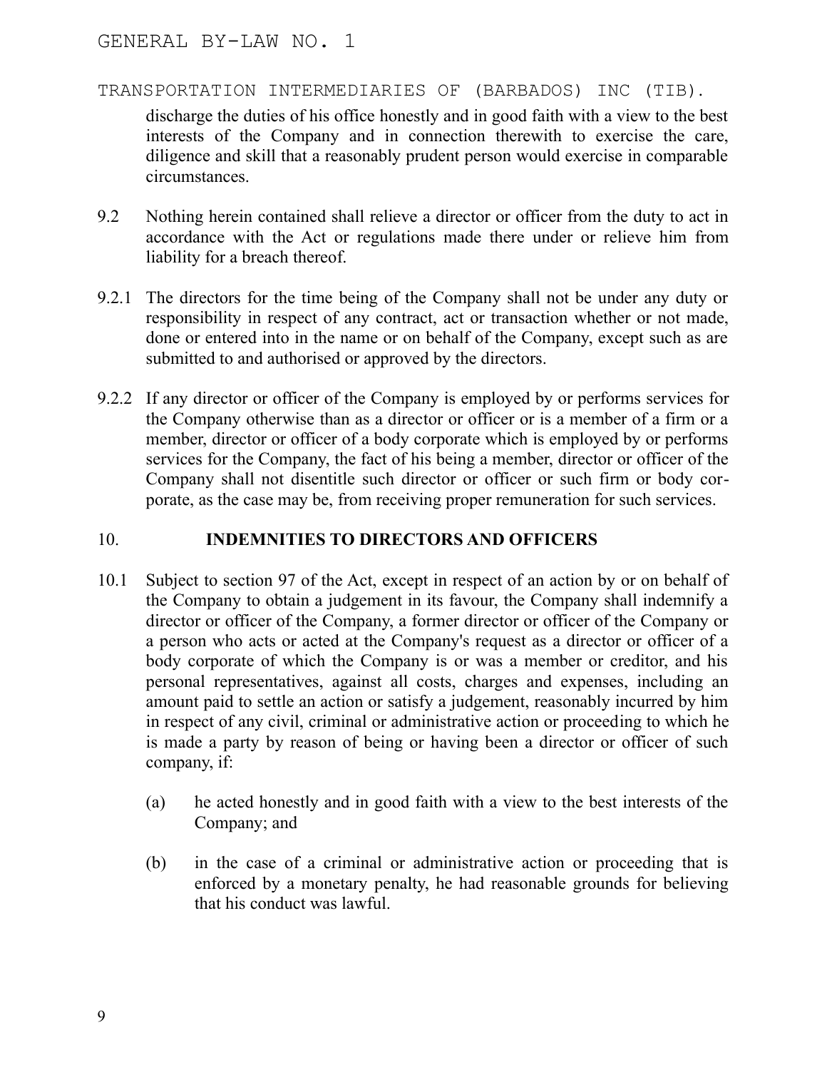discharge the duties of his office honestly and in good faith with a view to the best interests of the Company and in connection therewith to exercise the care, diligence and skill that a reasonably prudent person would exercise in comparable circumstances.

9.2 Nothing herein contained shall relieve a director or officer from the duty to act in accordance with the Act or regulations made there under or relieve him from liability for a breach thereof.

9.2.1 The directors for the time being of the Company shall not be under any duty or responsibility in respect of any contract, act or transaction whether or not made, done or entered into in the name or on behalf of the Company, except such as are submitted to and authorised or approved by the directors.

9.2.2 If any director or officer of the Company is employed by or performs services for the Company otherwise than as a director or officer or is a member of a firm or a member, director or officer of a body corporate which is employed by or performs services for the Company, the fact of his being a member, director or officer of the Company shall not disentitle such director or officer or such firm or body corporate, as the case may be, from receiving proper remuneration for such services.

## 10. INDEMNITIES TO DIRECTORS AND OFFICERS

10.1 Subject to section 97 of the Act, except in respect of an action by or on behalf of the Company to obtain a judgement in its favour, the Company shall indemnify a director or officer of the Company, a former director or officer of the Company or a person who acts or acted at the Company's request as a director or officer of a body corporate of which the Company is or was a member or creditor, and his personal representatives, against all costs, charges and expenses, including an amount paid to settle an action or satisfy a judgement, reasonably incurred by him in respect of any civil, criminal or administrative action or proceeding to which he is made a party by reason of being or having been a director or officer of such company, if:

(a) he acted honestly and in good faith with a view to the best interests of the Company; and

(b) in the case of a criminal or administrative action or proceeding that is enforced by a monetary penalty, he had reasonable grounds for believing that his conduct was lawful.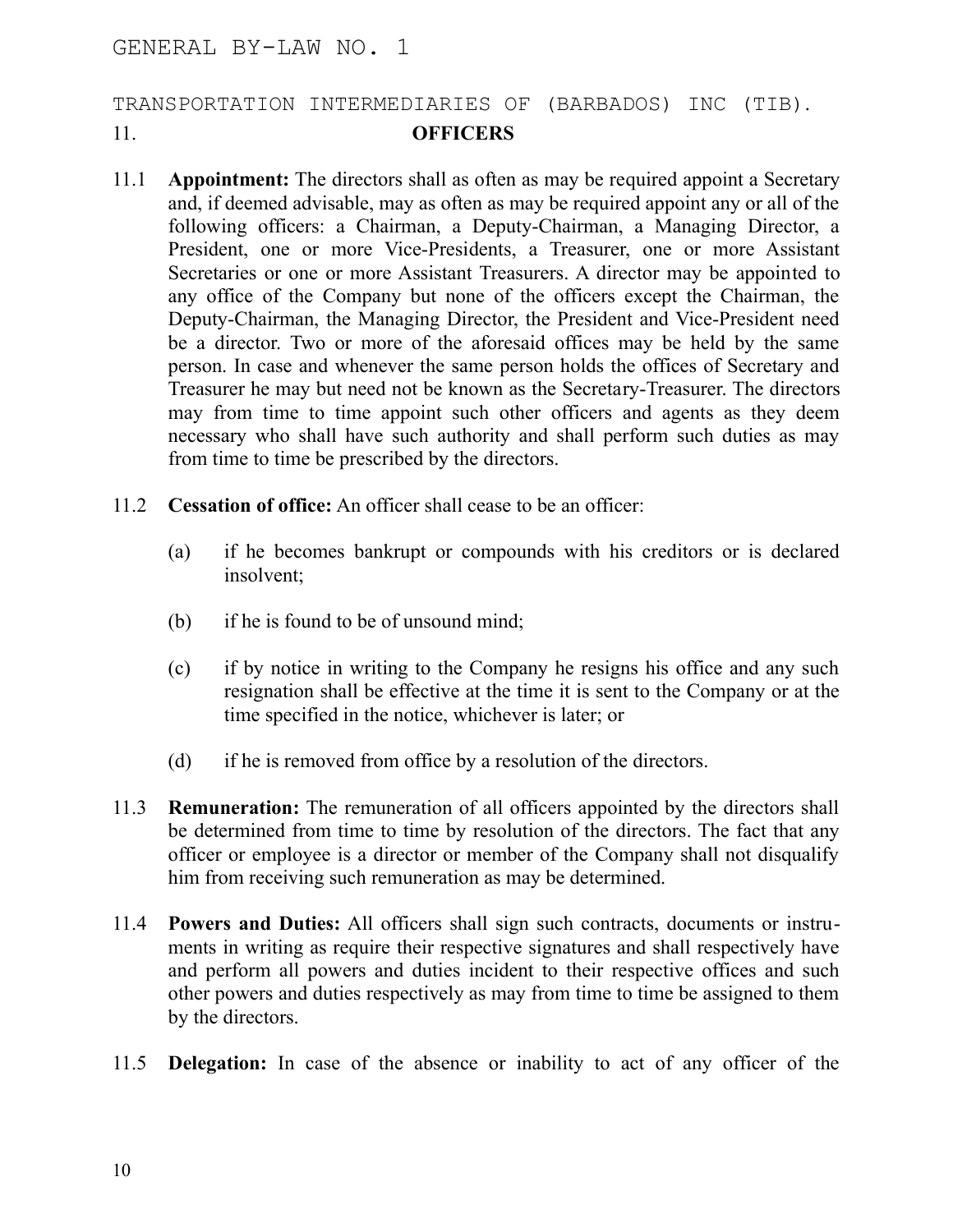GENERAL BY-LAW NO. 1

TRANSPORTATION INTERMEDIARIES OF (BARBADOS) INC (TIB).

## 11. OFFICERS

11.1 **Appointment:** The directors shall as often as may be required appoint a Secretary and, if deemed advisable, may as often as may be required appoint any or all of the following officers: a Chairman, a Deputy-Chairman, a Managing Director, a President, one or more Vice-Presidents, a Treasurer, one or more Assistant Secretaries or one or more Assistant Treasurers. A director may be appointed to any office of the Company but none of the officers except the Chairman, the Deputy-Chairman, the Managing Director, the President and Vice-President need be a director. Two or more of the aforesaid offices may be held by the same person. In case and whenever the same person holds the offices of Secretary and Treasurer he may but need not be known as the Secretary-Treasurer. The directors may from time to time appoint such other officers and agents as they deem necessary who shall have such authority and shall perform such duties as may from time to time be prescribed by the directors.

11.2 **Cessation of office:** An officer shall cease to be an officer:

(a) if he becomes bankrupt or compounds with his creditors or is declared insolvent;

(b) if he is found to be of unsound mind;

(c) if by notice in writing to the Company he resigns his office and any such resignation shall be effective at the time it is sent to the Company or at the time specified in the notice, whichever is later; or

(d) if he is removed from office by a resolution of the directors.

11.3 **Remuneration:** The remuneration of all officers appointed by the directors shall be determined from time to time by resolution of the directors. The fact that any officer or employee is a director or member of the Company shall not disqualify him from receiving such remuneration as may be determined.

11.4 **Powers and Duties:** All officers shall sign such contracts, documents or instruments in writing as require their respective signatures and shall respectively have and perform all powers and duties incident to their respective offices and such other powers and duties respectively as may from time to time be assigned to them by the directors.

11.5 **Delegation:** In case of the absence or inability to act of any officer of the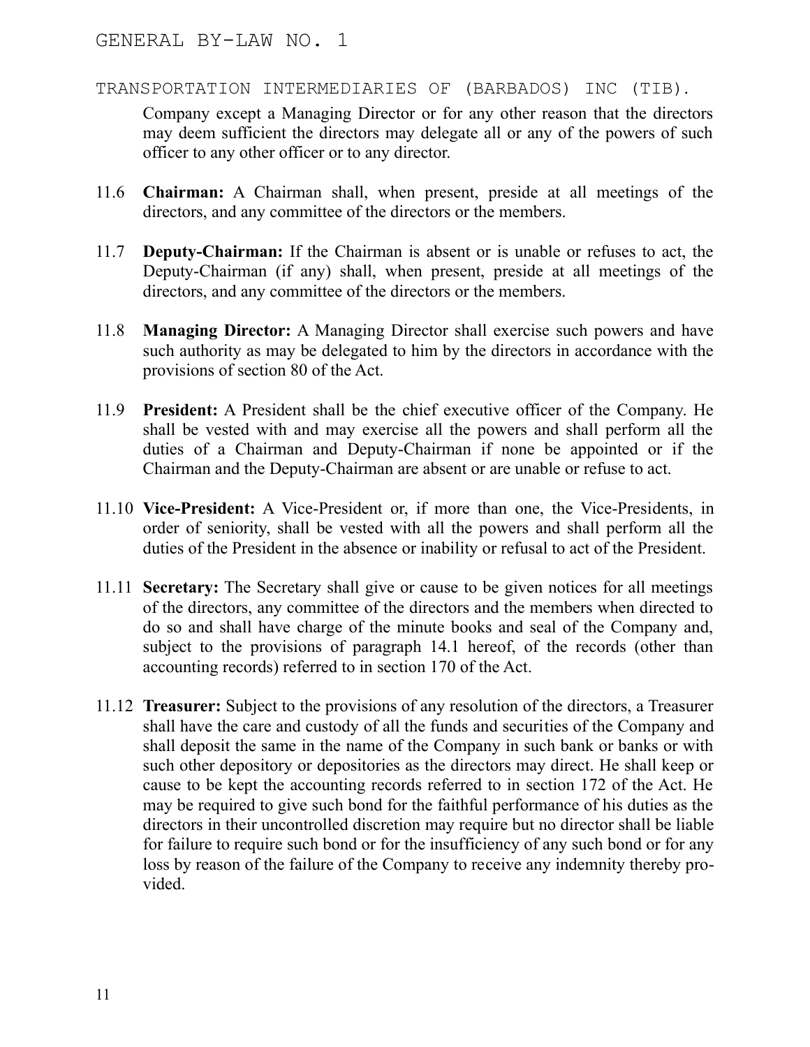Company except a Managing Director or for any other reason that the directors may deem sufficient the directors may delegate all or any of the powers of such officer to any other officer or to any director.

11.6 **Chairman:** A Chairman shall, when present, preside at all meetings of the directors, and any committee of the directors or the members.

11.7 **Deputy-Chairman:** If the Chairman is absent or is unable or refuses to act, the Deputy-Chairman (if any) shall, when present, preside at all meetings of the directors, and any committee of the directors or the members.

11.8 **Managing Director:** A Managing Director shall exercise such powers and have such authority as may be delegated to him by the directors in accordance with the provisions of section 80 of the Act.

11.9 **President:** A President shall be the chief executive officer of the Company. He shall be vested with and may exercise all the powers and shall perform all the duties of a Chairman and Deputy-Chairman if none be appointed or if the Chairman and the Deputy-Chairman are absent or are unable or refuse to act.

11.10 **Vice-President:** A Vice-President or, if more than one, the Vice-Presidents, in order of seniority, shall be vested with all the powers and shall perform all the duties of the President in the absence or inability or refusal to act of the President.

11.11 **Secretary:** The Secretary shall give or cause to be given notices for all meetings of the directors, any committee of the directors and the members when directed to do so and shall have charge of the minute books and seal of the Company and, subject to the provisions of paragraph 14.1 hereof, of the records (other than accounting records) referred to in section 170 of the Act.

11.12 **Treasurer:** Subject to the provisions of any resolution of the directors, a Treasurer shall have the care and custody of all the funds and securities of the Company and shall deposit the same in the name of the Company in such bank or banks or with such other depository or depositories as the directors may direct. He shall keep or cause to be kept the accounting records referred to in section 172 of the Act. He may be required to give such bond for the faithful performance of his duties as the directors in their uncontrolled discretion may require but no director shall be liable for failure to require such bond or for the insufficiency of any such bond or for any loss by reason of the failure of the Company to receive any indemnity thereby provided.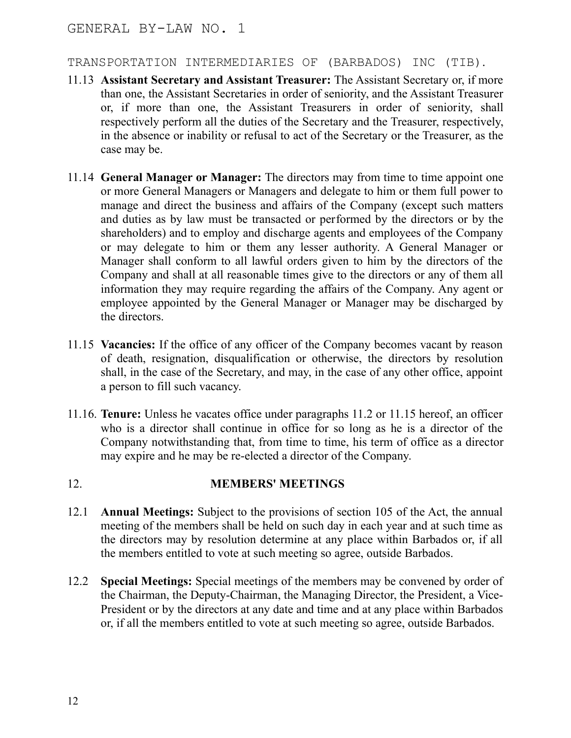11.13 **Assistant Secretary and Assistant Treasurer:** The Assistant Secretary or, if more than one, the Assistant Secretaries in order of seniority, and the Assistant Treasurer or, if more than one, the Assistant Treasurers in order of seniority, shall respectively perform all the duties of the Secretary and the Treasurer, respectively, in the absence or inability or refusal to act of the Secretary or the Treasurer, as the case may be.

11.14 **General Manager or Manager:** The directors may from time to time appoint one or more General Managers or Managers and delegate to him or them full power to manage and direct the business and affairs of the Company (except such matters and duties as by law must be transacted or performed by the directors or by the shareholders) and to employ and discharge agents and employees of the Company or may delegate to him or them any lesser authority. A General Manager or Manager shall conform to all lawful orders given to him by the directors of the Company and shall at all reasonable times give to the directors or any of them all information they may require regarding the affairs of the Company. Any agent or employee appointed by the General Manager or Manager may be discharged by the directors.

11.15 **Vacancies:** If the office of any officer of the Company becomes vacant by reason of death, resignation, disqualification or otherwise, the directors by resolution shall, in the case of the Secretary, and may, in the case of any other office, appoint a person to fill such vacancy.

11.16. **Tenure:** Unless he vacates office under paragraphs 11.2 or 11.15 hereof, an officer who is a director shall continue in office for so long as he is a director of the Company notwithstanding that, from time to time, his term of office as a director may expire and he may be re-elected a director of the Company.

## 12. MEMBERS' MEETINGS

12.1 **Annual Meetings:** Subject to the provisions of section 105 of the Act, the annual meeting of the members shall be held on such day in each year and at such time as the directors may by resolution determine at any place within Barbados or, if all the members entitled to vote at such meeting so agree, outside Barbados.

12.2 **Special Meetings:** Special meetings of the members may be convened by order of the Chairman, the Deputy-Chairman, the Managing Director, the President, a Vice-President or by the directors at any date and time and at any place within Barbados or, if all the members entitled to vote at such meeting so agree, outside Barbados.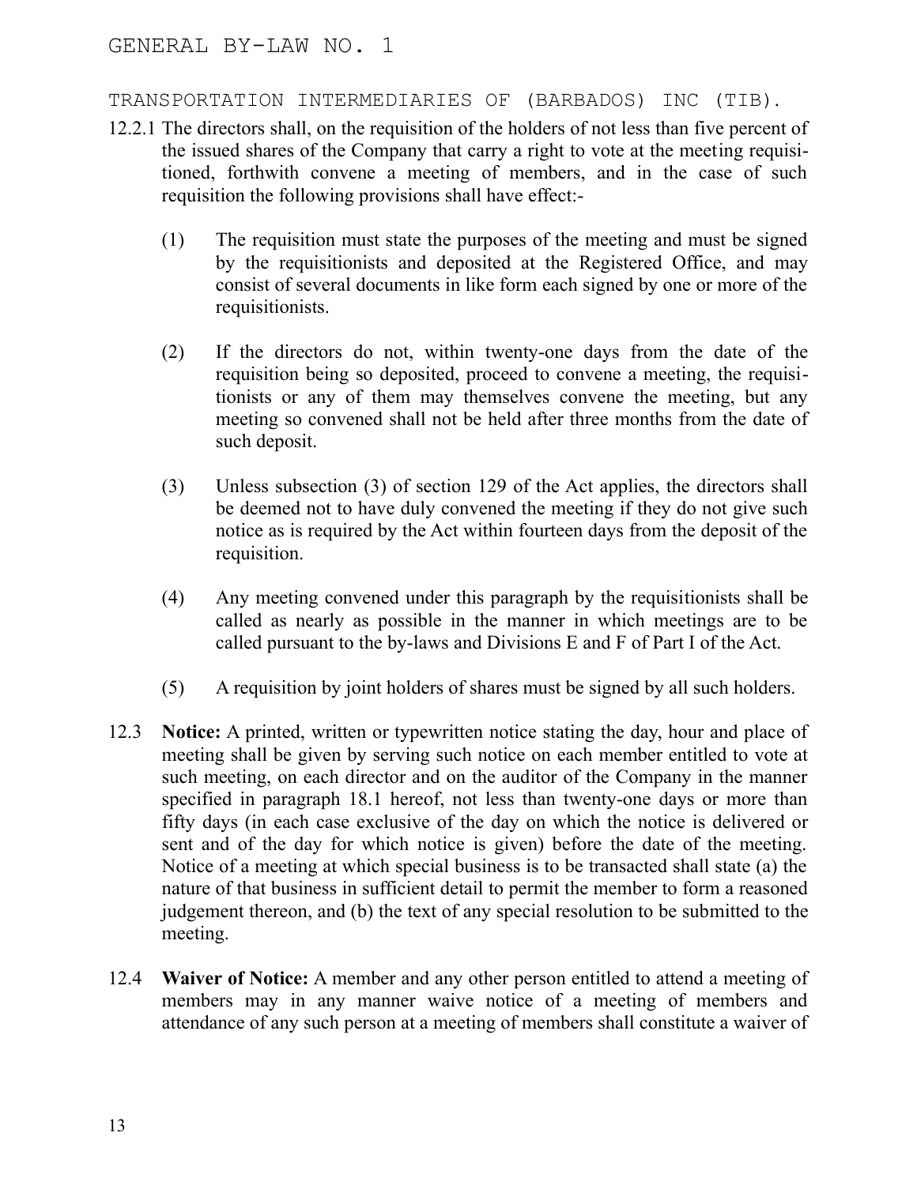12.2.1 The directors shall, on the requisition of the holders of not less than five percent of the issued shares of the Company that carry a right to vote at the meeting requisitioned, forthwith convene a meeting of members, and in the case of such requisition the following provisions shall have effect:-

(1) The requisition must state the purposes of the meeting and must be signed by the requisitionists and deposited at the Registered Office, and may consist of several documents in like form each signed by one or more of the requisitionists.

(2) If the directors do not, within twenty-one days from the date of the requisition being so deposited, proceed to convene a meeting, the requisitionists or any of them may themselves convene the meeting, but any meeting so convened shall not be held after three months from the date of such deposit.

(3) Unless subsection (3) of section 129 of the Act applies, the directors shall be deemed not to have duly convened the meeting if they do not give such notice as is required by the Act within fourteen days from the deposit of the requisition.

(4) Any meeting convened under this paragraph by the requisitionists shall be called as nearly as possible in the manner in which meetings are to be called pursuant to the by-laws and Divisions E and F of Part I of the Act.

(5) A requisition by joint holders of shares must be signed by all such holders.

12.3 **Notice:** A printed, written or typewritten notice stating the day, hour and place of meeting shall be given by serving such notice on each member entitled to vote at such meeting, on each director and on the auditor of the Company in the manner specified in paragraph 18.1 hereof, not less than twenty-one days or more than fifty days (in each case exclusive of the day on which the notice is delivered or sent and of the day for which notice is given) before the date of the meeting. Notice of a meeting at which special business is to be transacted shall state (a) the nature of that business in sufficient detail to permit the member to form a reasoned judgement thereon, and (b) the text of any special resolution to be submitted to the meeting.

12.4 **Waiver of Notice:** A member and any other person entitled to attend a meeting of members may in any manner waive notice of a meeting of members and attendance of any such person at a meeting of members shall constitute a waiver of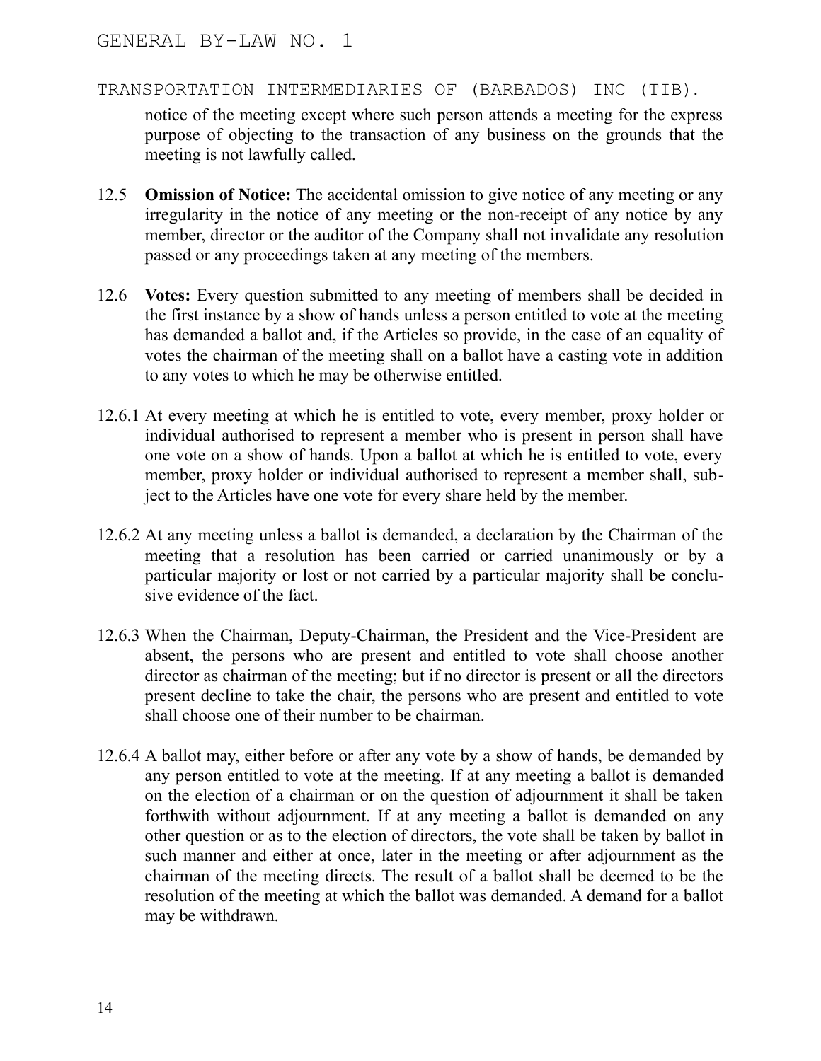notice of the meeting except where such person attends a meeting for the express purpose of objecting to the transaction of any business on the grounds that the meeting is not lawfully called.

12.5 **Omission of Notice:** The accidental omission to give notice of any meeting or any irregularity in the notice of any meeting or the non-receipt of any notice by any member, director or the auditor of the Company shall not invalidate any resolution passed or any proceedings taken at any meeting of the members.

12.6 **Votes:** Every question submitted to any meeting of members shall be decided in the first instance by a show of hands unless a person entitled to vote at the meeting has demanded a ballot and, if the Articles so provide, in the case of an equality of votes the chairman of the meeting shall on a ballot have a casting vote in addition to any votes to which he may be otherwise entitled.

12.6.1 At every meeting at which he is entitled to vote, every member, proxy holder or individual authorised to represent a member who is present in person shall have one vote on a show of hands. Upon a ballot at which he is entitled to vote, every member, proxy holder or individual authorised to represent a member shall, subject to the Articles have one vote for every share held by the member.

12.6.2 At any meeting unless a ballot is demanded, a declaration by the Chairman of the meeting that a resolution has been carried or carried unanimously or by a particular majority or lost or not carried by a particular majority shall be conclusive evidence of the fact.

12.6.3 When the Chairman, Deputy-Chairman, the President and the Vice-President are absent, the persons who are present and entitled to vote shall choose another director as chairman of the meeting; but if no director is present or all the directors present decline to take the chair, the persons who are present and entitled to vote shall choose one of their number to be chairman.

12.6.4 A ballot may, either before or after any vote by a show of hands, be demanded by any person entitled to vote at the meeting. If at any meeting a ballot is demanded on the election of a chairman or on the question of adjournment it shall be taken forthwith without adjournment. If at any meeting a ballot is demanded on any other question or as to the election of directors, the vote shall be taken by ballot in such manner and either at once, later in the meeting or after adjournment as the chairman of the meeting directs. The result of a ballot shall be deemed to be the resolution of the meeting at which the ballot was demanded. A demand for a ballot may be withdrawn.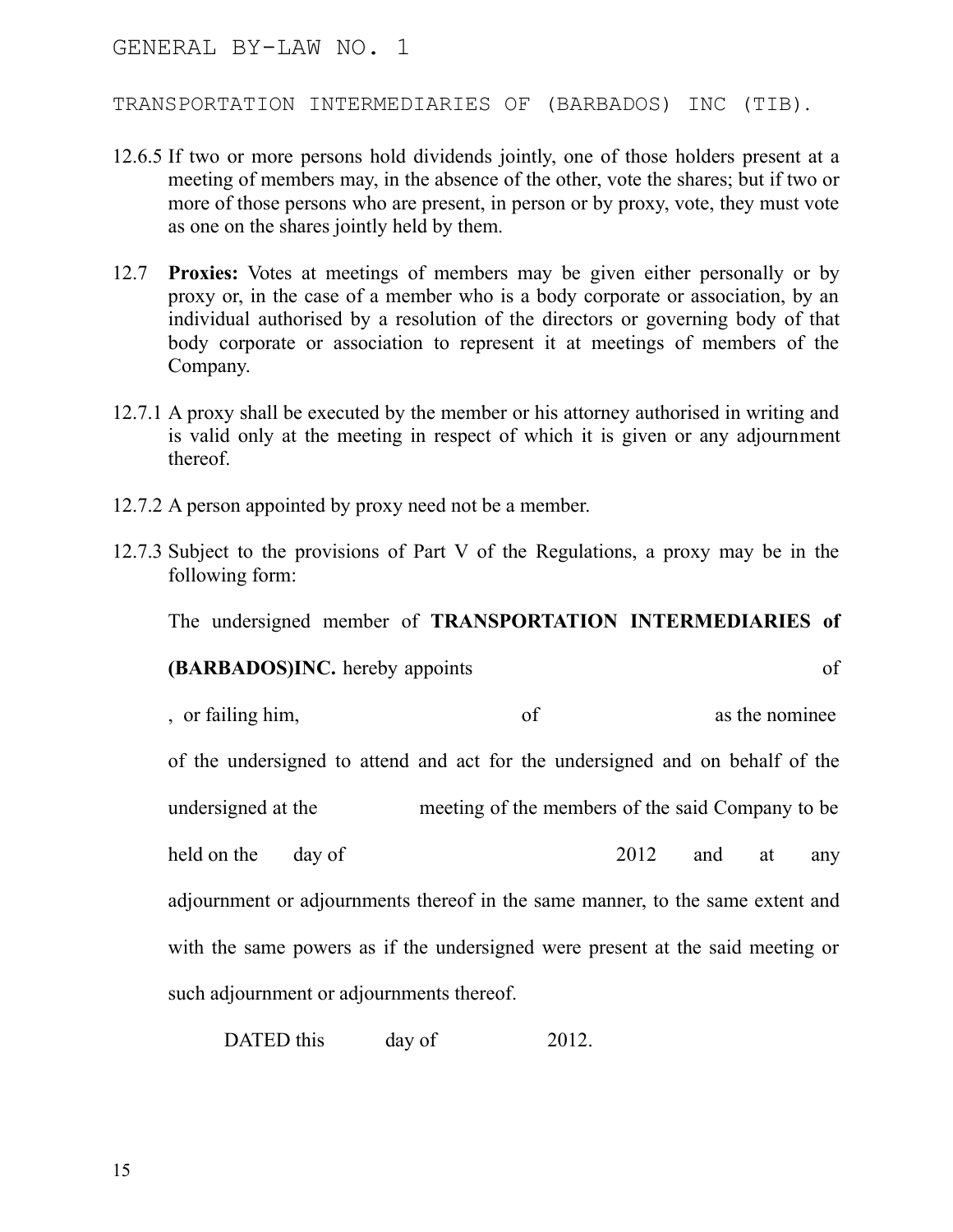12.6.5 If two or more persons hold dividends jointly, one of those holders present at a meeting of members may, in the absence of the other, vote the shares; but if two or more of those persons who are present, in person or by proxy, vote, they must vote as one on the shares jointly held by them.

12.7 **Proxies:** Votes at meetings of members may be given either personally or by proxy or, in the case of a member who is a body corporate or association, by an individual authorised by a resolution of the directors or governing body of that body corporate or association to represent it at meetings of members of the Company.

12.7.1 A proxy shall be executed by the member or his attorney authorised in writing and is valid only at the meeting in respect of which it is given or any adjournment thereof.

12.7.2 A person appointed by proxy need not be a member.

12.7.3 Subject to the provisions of Part V of the Regulations, a proxy may be in the following form:

The undersigned member of **TRANSPORTATION INTERMEDIARIES of (BARBADOS)INC.** hereby appoints                    of                    , or failing him,                    of                    as the nominee of the undersigned to attend and act for the undersigned and on behalf of the undersigned at the                    meeting of the members of the said Company to be held on the        day of                    2012 and at any adjournment or adjournments thereof in the same manner, to the same extent and with the same powers as if the undersigned were present at the said meeting or such adjournment or adjournments thereof.

DATED this        day of                    2012.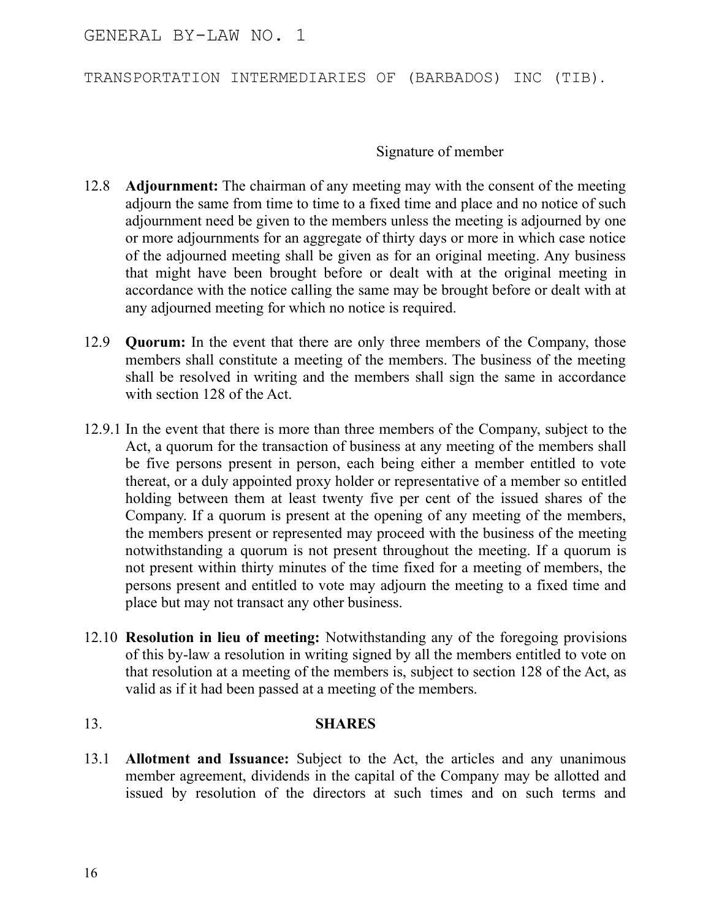Signature of member

12.8 **Adjournment:** The chairman of any meeting may with the consent of the meeting adjourn the same from time to time to a fixed time and place and no notice of such adjournment need be given to the members unless the meeting is adjourned by one or more adjournments for an aggregate of thirty days or more in which case notice of the adjourned meeting shall be given as for an original meeting. Any business that might have been brought before or dealt with at the original meeting in accordance with the notice calling the same may be brought before or dealt with at any adjourned meeting for which no notice is required.

12.9 **Quorum:** In the event that there are only three members of the Company, those members shall constitute a meeting of the members. The business of the meeting shall be resolved in writing and the members shall sign the same in accordance with section 128 of the Act.

12.9.1 In the event that there is more than three members of the Company, subject to the Act, a quorum for the transaction of business at any meeting of the members shall be five persons present in person, each being either a member entitled to vote thereat, or a duly appointed proxy holder or representative of a member so entitled holding between them at least twenty five per cent of the issued shares of the Company. If a quorum is present at the opening of any meeting of the members, the members present or represented may proceed with the business of the meeting notwithstanding a quorum is not present throughout the meeting. If a quorum is not present within thirty minutes of the time fixed for a meeting of members, the persons present and entitled to vote may adjourn the meeting to a fixed time and place but may not transact any other business.

12.10 **Resolution in lieu of meeting:** Notwithstanding any of the foregoing provisions of this by-law a resolution in writing signed by all the members entitled to vote on that resolution at a meeting of the members is, subject to section 128 of the Act, as valid as if it had been passed at a meeting of the members.

## 13. SHARES

13.1 **Allotment and Issuance:** Subject to the Act, the articles and any unanimous member agreement, dividends in the capital of the Company may be allotted and issued by resolution of the directors at such times and on such terms and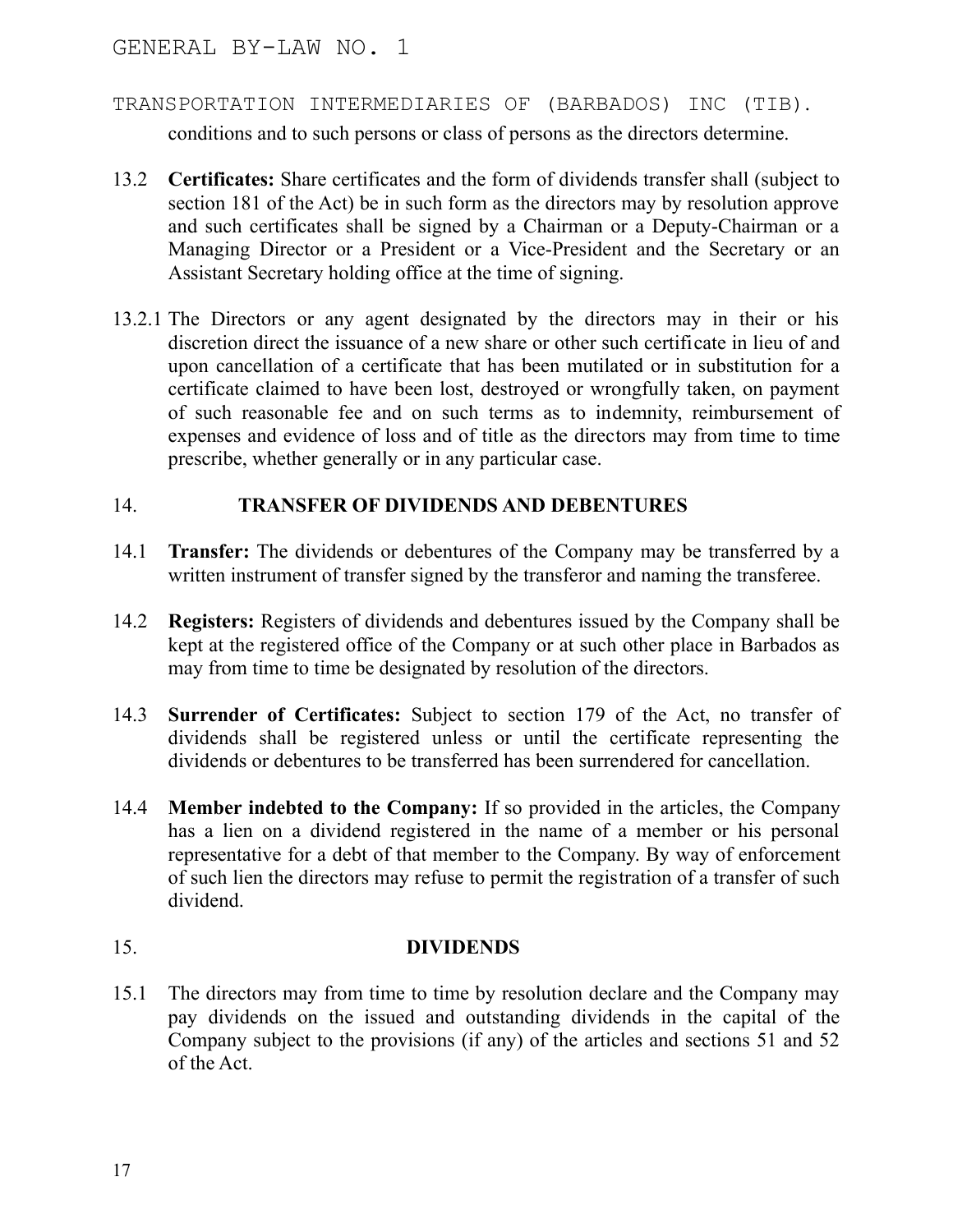conditions and to such persons or class of persons as the directors determine.

13.2 **Certificates:** Share certificates and the form of dividends transfer shall (subject to section 181 of the Act) be in such form as the directors may by resolution approve and such certificates shall be signed by a Chairman or a Deputy-Chairman or a Managing Director or a President or a Vice-President and the Secretary or an Assistant Secretary holding office at the time of signing.

13.2.1 The Directors or any agent designated by the directors may in their or his discretion direct the issuance of a new share or other such certificate in lieu of and upon cancellation of a certificate that has been mutilated or in substitution for a certificate claimed to have been lost, destroyed or wrongfully taken, on payment of such reasonable fee and on such terms as to indemnity, reimbursement of expenses and evidence of loss and of title as the directors may from time to time prescribe, whether generally or in any particular case.

## 14. TRANSFER OF DIVIDENDS AND DEBENTURES

14.1 **Transfer:** The dividends or debentures of the Company may be transferred by a written instrument of transfer signed by the transferor and naming the transferee.

14.2 **Registers:** Registers of dividends and debentures issued by the Company shall be kept at the registered office of the Company or at such other place in Barbados as may from time to time be designated by resolution of the directors.

14.3 **Surrender of Certificates:** Subject to section 179 of the Act, no transfer of dividends shall be registered unless or until the certificate representing the dividends or debentures to be transferred has been surrendered for cancellation.

14.4 **Member indebted to the Company:** If so provided in the articles, the Company has a lien on a dividend registered in the name of a member or his personal representative for a debt of that member to the Company. By way of enforcement of such lien the directors may refuse to permit the registration of a transfer of such dividend.

## 15. DIVIDENDS

15.1 The directors may from time to time by resolution declare and the Company may pay dividends on the issued and outstanding dividends in the capital of the Company subject to the provisions (if any) of the articles and sections 51 and 52 of the Act.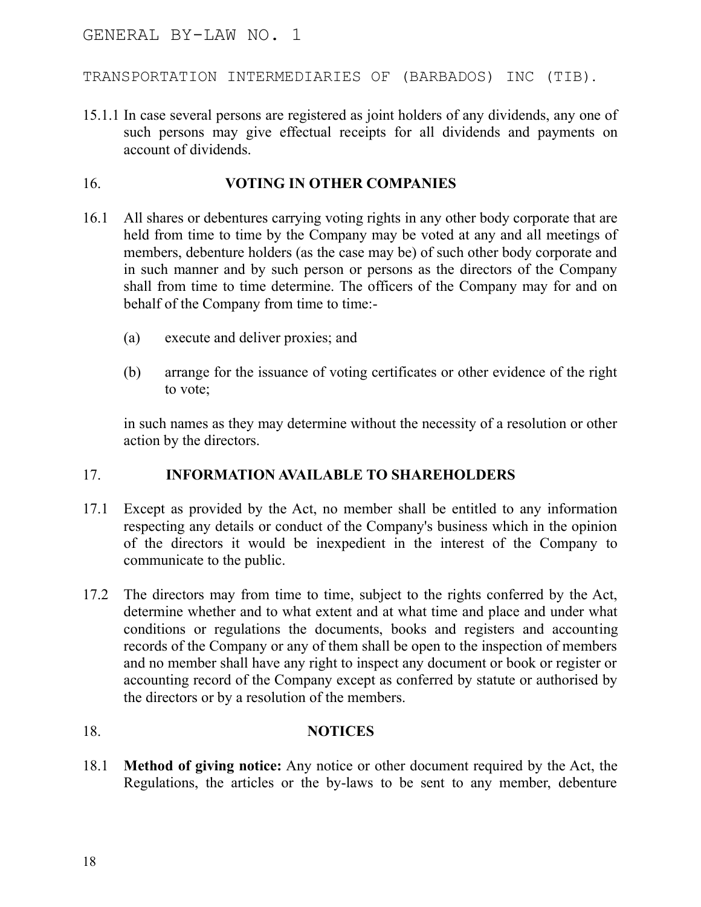15.1.1 In case several persons are registered as joint holders of any dividends, any one of such persons may give effectual receipts for all dividends and payments on account of dividends.

## 16. VOTING IN OTHER COMPANIES

16.1 All shares or debentures carrying voting rights in any other body corporate that are held from time to time by the Company may be voted at any and all meetings of members, debenture holders (as the case may be) of such other body corporate and in such manner and by such person or persons as the directors of the Company shall from time to time determine. The officers of the Company may for and on behalf of the Company from time to time:-

(a) execute and deliver proxies; and

(b) arrange for the issuance of voting certificates or other evidence of the right to vote;

in such names as they may determine without the necessity of a resolution or other action by the directors.

## 17. INFORMATION AVAILABLE TO SHAREHOLDERS

17.1 Except as provided by the Act, no member shall be entitled to any information respecting any details or conduct of the Company's business which in the opinion of the directors it would be inexpedient in the interest of the Company to communicate to the public.

17.2 The directors may from time to time, subject to the rights conferred by the Act, determine whether and to what extent and at what time and place and under what conditions or regulations the documents, books and registers and accounting records of the Company or any of them shall be open to the inspection of members and no member shall have any right to inspect any document or book or register or accounting record of the Company except as conferred by statute or authorised by the directors or by a resolution of the members.

## 18. NOTICES

18.1 **Method of giving notice:** Any notice or other document required by the Act, the Regulations, the articles or the by-laws to be sent to any member, debenture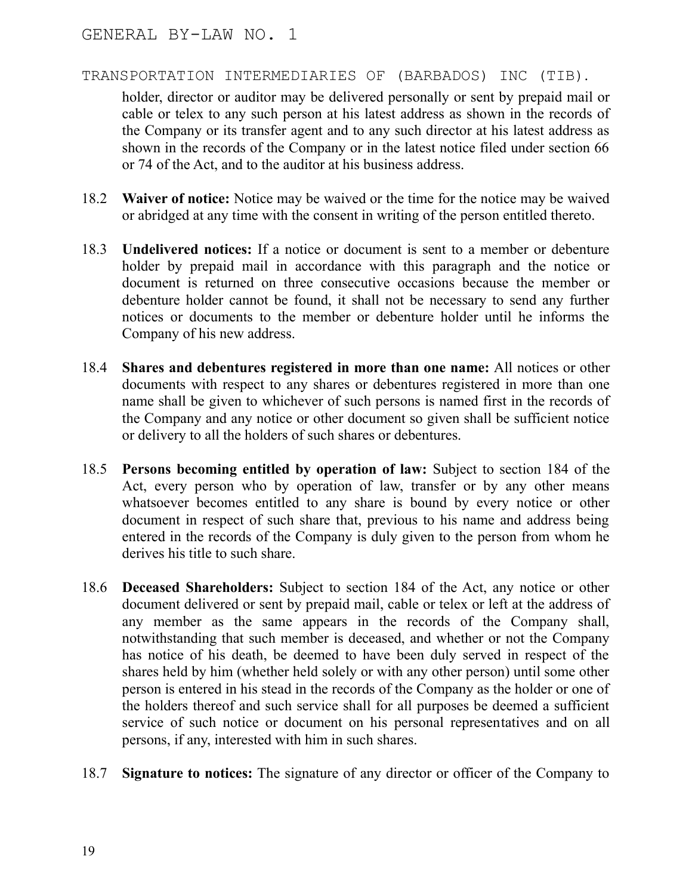holder, director or auditor may be delivered personally or sent by prepaid mail or cable or telex to any such person at his latest address as shown in the records of the Company or its transfer agent and to any such director at his latest address as shown in the records of the Company or in the latest notice filed under section 66 or 74 of the Act, and to the auditor at his business address.

18.2 **Waiver of notice:** Notice may be waived or the time for the notice may be waived or abridged at any time with the consent in writing of the person entitled thereto.

18.3 **Undelivered notices:** If a notice or document is sent to a member or debenture holder by prepaid mail in accordance with this paragraph and the notice or document is returned on three consecutive occasions because the member or debenture holder cannot be found, it shall not be necessary to send any further notices or documents to the member or debenture holder until he informs the Company of his new address.

18.4 **Shares and debentures registered in more than one name:** All notices or other documents with respect to any shares or debentures registered in more than one name shall be given to whichever of such persons is named first in the records of the Company and any notice or other document so given shall be sufficient notice or delivery to all the holders of such shares or debentures.

18.5 **Persons becoming entitled by operation of law:** Subject to section 184 of the Act, every person who by operation of law, transfer or by any other means whatsoever becomes entitled to any share is bound by every notice or other document in respect of such share that, previous to his name and address being entered in the records of the Company is duly given to the person from whom he derives his title to such share.

18.6 **Deceased Shareholders:** Subject to section 184 of the Act, any notice or other document delivered or sent by prepaid mail, cable or telex or left at the address of any member as the same appears in the records of the Company shall, notwithstanding that such member is deceased, and whether or not the Company has notice of his death, be deemed to have been duly served in respect of the shares held by him (whether held solely or with any other person) until some other person is entered in his stead in the records of the Company as the holder or one of the holders thereof and such service shall for all purposes be deemed a sufficient service of such notice or document on his personal representatives and on all persons, if any, interested with him in such shares.

18.7 **Signature to notices:** The signature of any director or officer of the Company to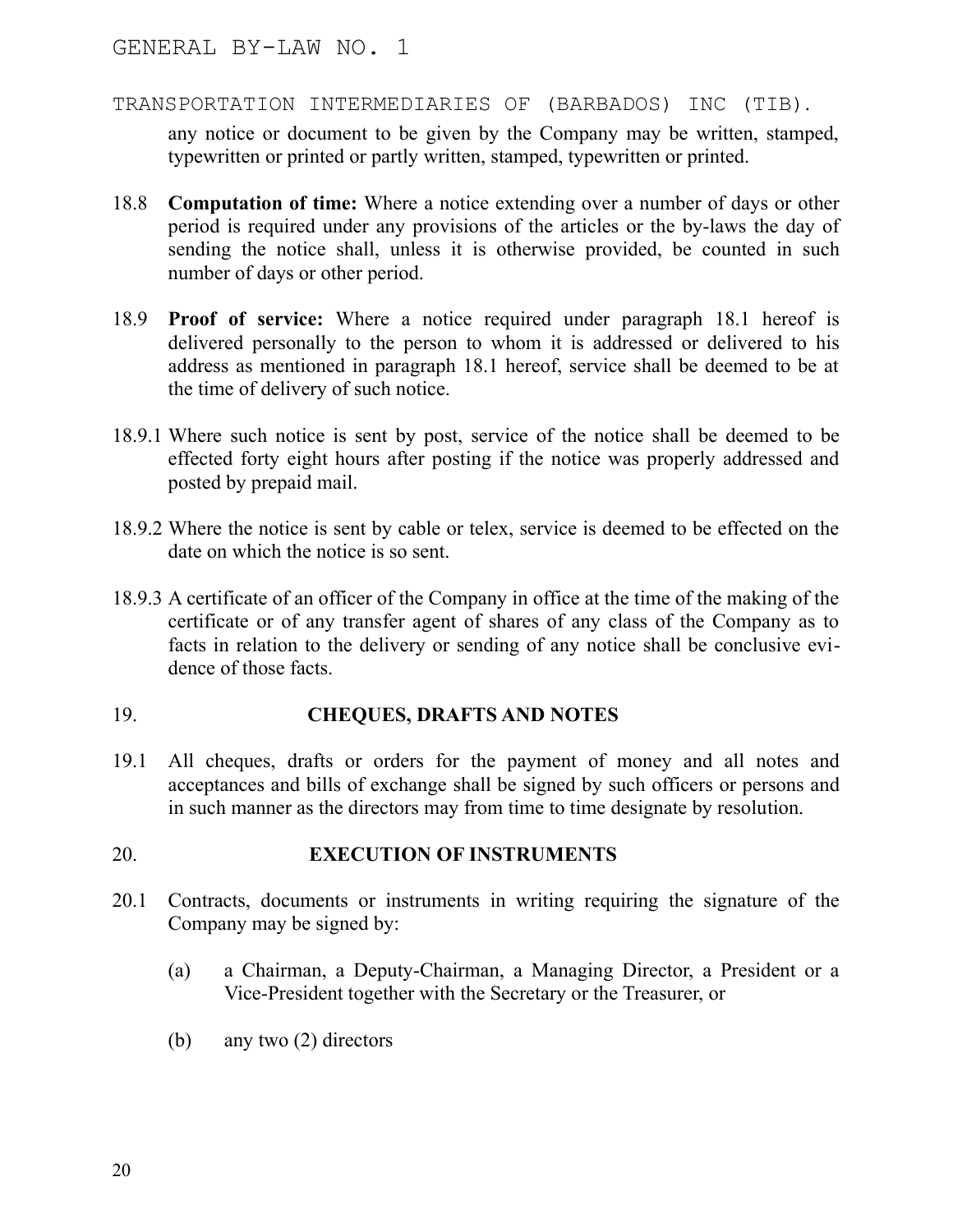any notice or document to be given by the Company may be written, stamped, typewritten or printed or partly written, stamped, typewritten or printed.

18.8 **Computation of time:** Where a notice extending over a number of days or other period is required under any provisions of the articles or the by-laws the day of sending the notice shall, unless it is otherwise provided, be counted in such number of days or other period.

18.9 **Proof of service:** Where a notice required under paragraph 18.1 hereof is delivered personally to the person to whom it is addressed or delivered to his address as mentioned in paragraph 18.1 hereof, service shall be deemed to be at the time of delivery of such notice.

18.9.1 Where such notice is sent by post, service of the notice shall be deemed to be effected forty eight hours after posting if the notice was properly addressed and posted by prepaid mail.

18.9.2 Where the notice is sent by cable or telex, service is deemed to be effected on the date on which the notice is so sent.

18.9.3 A certificate of an officer of the Company in office at the time of the making of the certificate or of any transfer agent of shares of any class of the Company as to facts in relation to the delivery or sending of any notice shall be conclusive evidence of those facts.

## 19. CHEQUES, DRAFTS AND NOTES

19.1 All cheques, drafts or orders for the payment of money and all notes and acceptances and bills of exchange shall be signed by such officers or persons and in such manner as the directors may from time to time designate by resolution.

## 20. EXECUTION OF INSTRUMENTS

20.1 Contracts, documents or instruments in writing requiring the signature of the Company may be signed by:

(a) a Chairman, a Deputy-Chairman, a Managing Director, a President or a Vice-President together with the Secretary or the Treasurer, or

(b) any two (2) directors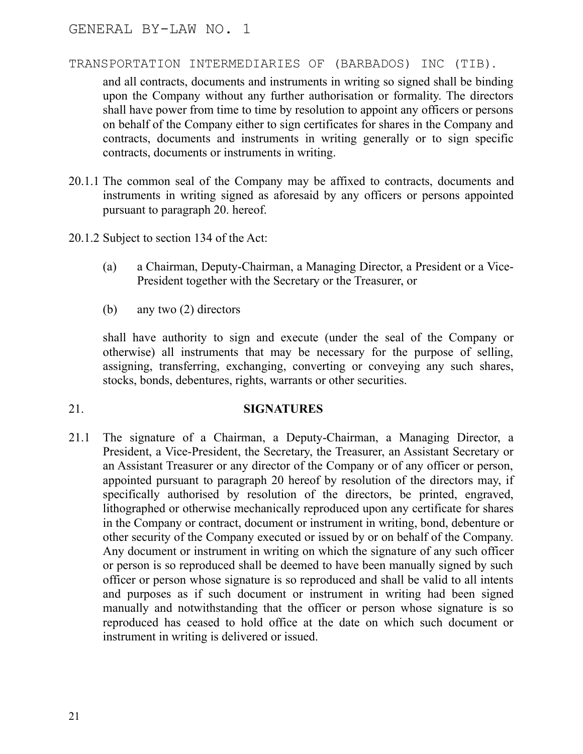and all contracts, documents and instruments in writing so signed shall be binding upon the Company without any further authorisation or formality. The directors shall have power from time to time by resolution to appoint any officers or persons on behalf of the Company either to sign certificates for shares in the Company and contracts, documents and instruments in writing generally or to sign specific contracts, documents or instruments in writing.

20.1.1 The common seal of the Company may be affixed to contracts, documents and instruments in writing signed as aforesaid by any officers or persons appointed pursuant to paragraph 20. hereof.

20.1.2 Subject to section 134 of the Act:

(a) a Chairman, Deputy-Chairman, a Managing Director, a President or a Vice-President together with the Secretary or the Treasurer, or

(b) any two (2) directors

shall have authority to sign and execute (under the seal of the Company or otherwise) all instruments that may be necessary for the purpose of selling, assigning, transferring, exchanging, converting or conveying any such shares, stocks, bonds, debentures, rights, warrants or other securities.

## 21. SIGNATURES

21.1 The signature of a Chairman, a Deputy-Chairman, a Managing Director, a President, a Vice-President, the Secretary, the Treasurer, an Assistant Secretary or an Assistant Treasurer or any director of the Company or of any officer or person, appointed pursuant to paragraph 20 hereof by resolution of the directors may, if specifically authorised by resolution of the directors, be printed, engraved, lithographed or otherwise mechanically reproduced upon any certificate for shares in the Company or contract, document or instrument in writing, bond, debenture or other security of the Company executed or issued by or on behalf of the Company. Any document or instrument in writing on which the signature of any such officer or person is so reproduced shall be deemed to have been manually signed by such officer or person whose signature is so reproduced and shall be valid to all intents and purposes as if such document or instrument in writing had been signed manually and notwithstanding that the officer or person whose signature is so reproduced has ceased to hold office at the date on which such document or instrument in writing is delivered or issued.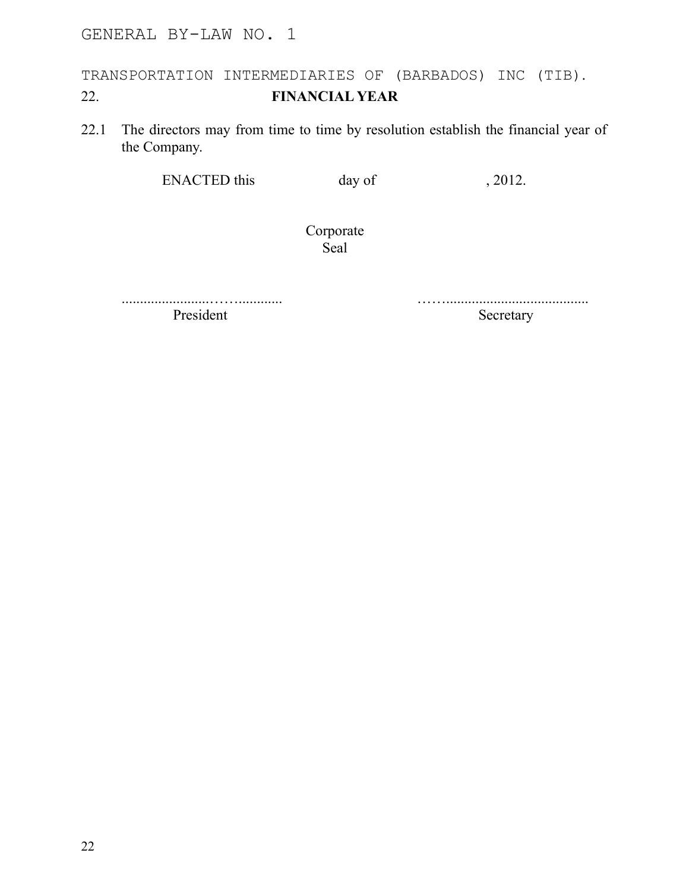## 22. FINANCIAL YEAR

22.1 The directors may from time to time by resolution establish the financial year of the Company.

ENACTED this day of , 2012.

Corporate Seal

.......................……........... ……......................................

President Secretary